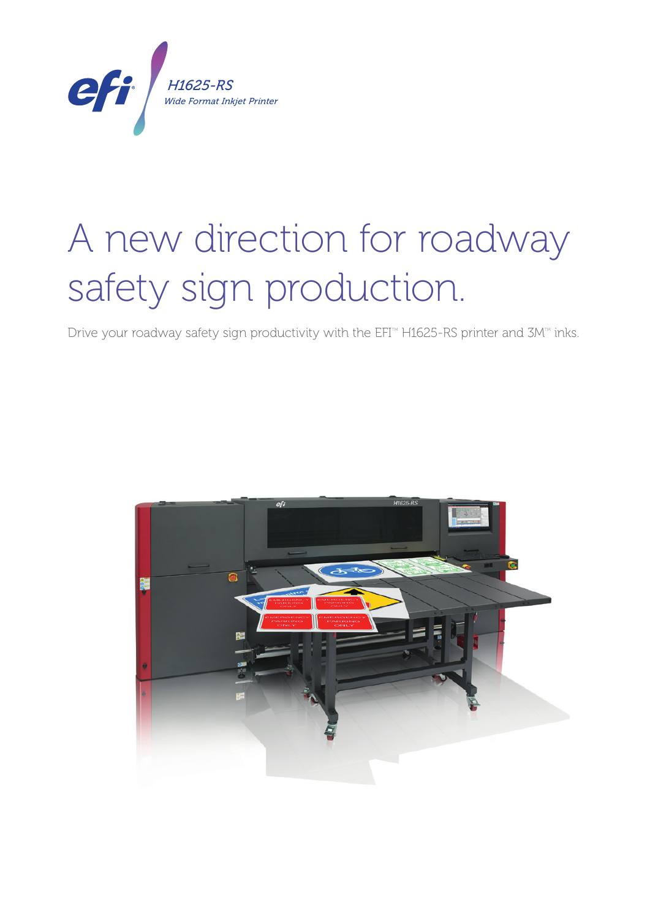*H1625-RS*
*Wide Format Inkjet Printer*

# A new direction for roadway safety sign production.

Drive your roadway safety sign productivity with the EFI™ H1625-RS printer and 3M™ inks.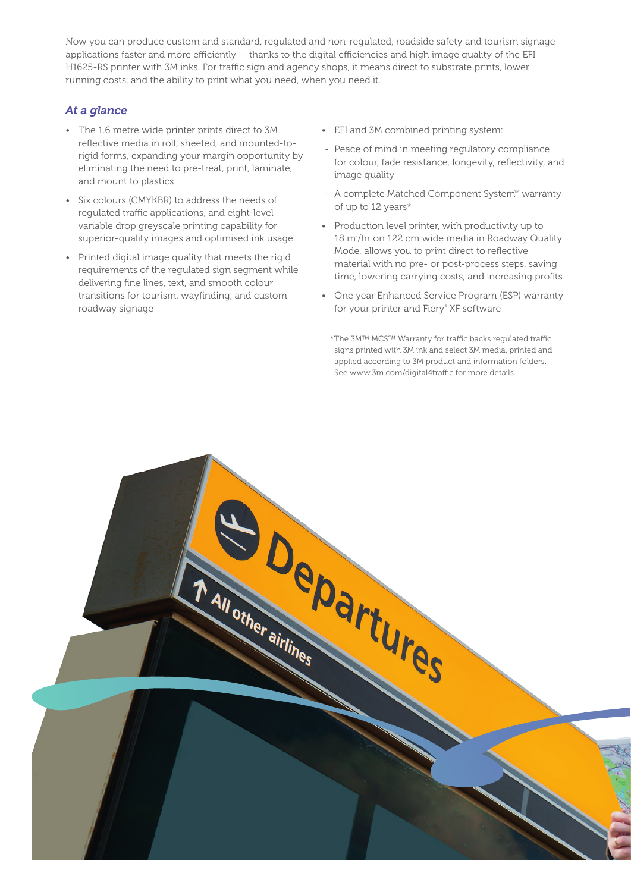Now you can produce custom and standard, regulated and non-regulated, roadside safety and tourism signage applications faster and more efficiently — thanks to the digital efficiencies and high image quality of the EFI H1625-RS printer with 3M inks. For traffic sign and agency shops, it means direct to substrate prints, lower running costs, and the ability to print what you need, when you need it.

## *At a glance*

- The 1.6 metre wide printer prints direct to 3M reflective media in roll, sheeted, and mounted-to-rigid forms, expanding your margin opportunity by eliminating the need to pre-treat, print, laminate, and mount to plastics
- Six colours (CMYKBR) to address the needs of regulated traffic applications, and eight-level variable drop greyscale printing capability for superior-quality images and optimised ink usage
- Printed digital image quality that meets the rigid requirements of the regulated sign segment while delivering fine lines, text, and smooth colour transitions for tourism, wayfinding, and custom roadway signage
- EFI and 3M combined printing system:
  - Peace of mind in meeting regulatory compliance for colour, fade resistance, longevity, reflectivity, and image quality
  - A complete Matched Component System™ warranty of up to 12 years*
- Production level printer, with productivity up to 18 m²/hr on 122 cm wide media in Roadway Quality Mode, allows you to print direct to reflective material with no pre- or post-process steps, saving time, lowering carrying costs, and increasing profits
- One year Enhanced Service Program (ESP) warranty for your printer and Fiery® XF software

*The 3M™ MCS™ Warranty for traffic backs regulated traffic signs printed with 3M ink and select 3M media, printed and applied according to 3M product and information folders. See www.3m.com/digital4traffic for more details.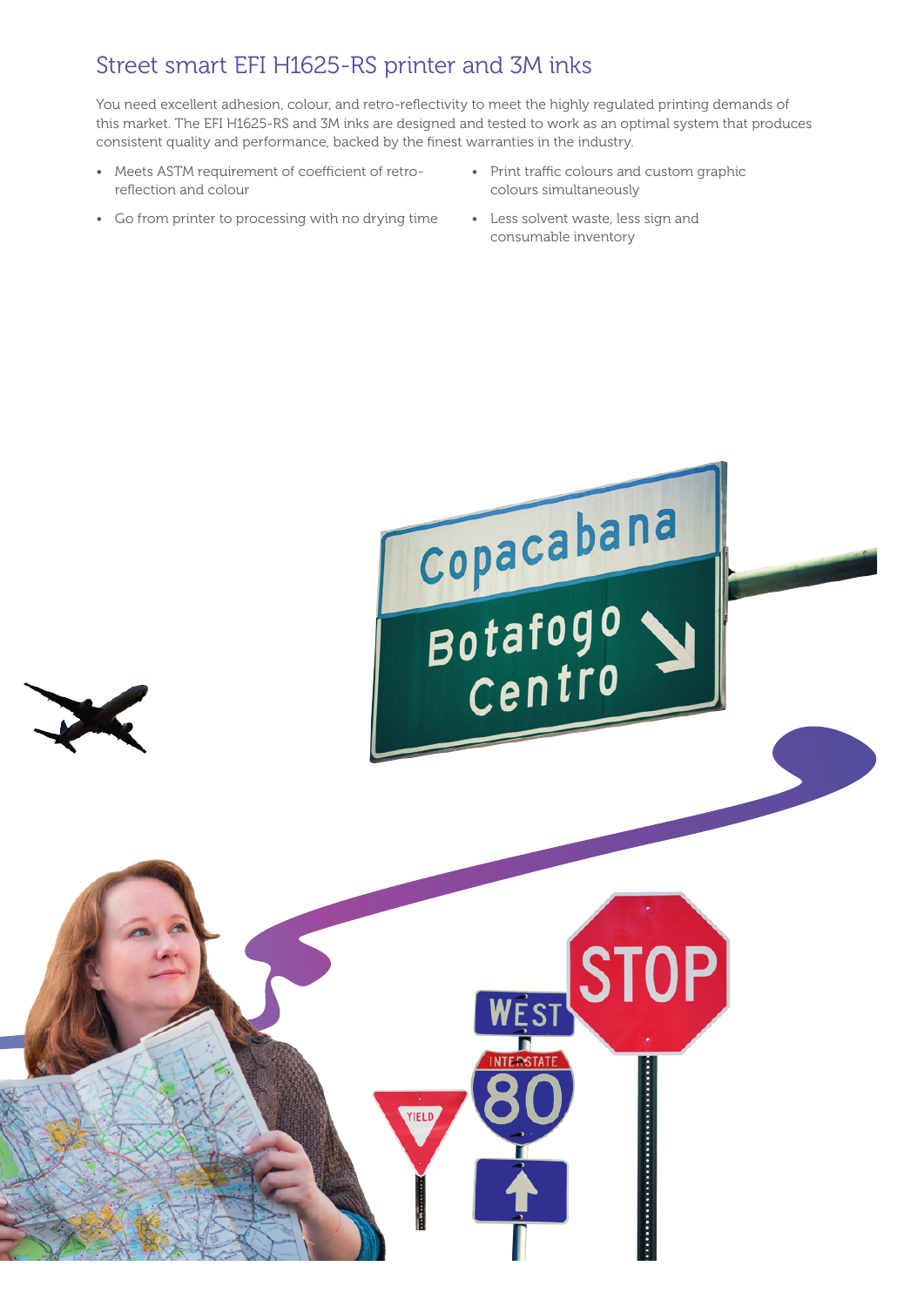## Street smart EFI H1625-RS printer and 3M inks

You need excellent adhesion, colour, and retro-reflectivity to meet the highly regulated printing demands of this market. The EFI H1625-RS and 3M inks are designed and tested to work as an optimal system that produces consistent quality and performance, backed by the finest warranties in the industry.

- Meets ASTM requirement of coefficient of retro-reflection and colour
- Go from printer to processing with no drying time
- Print traffic colours and custom graphic colours simultaneously
- Less solvent waste, less sign and consumable inventory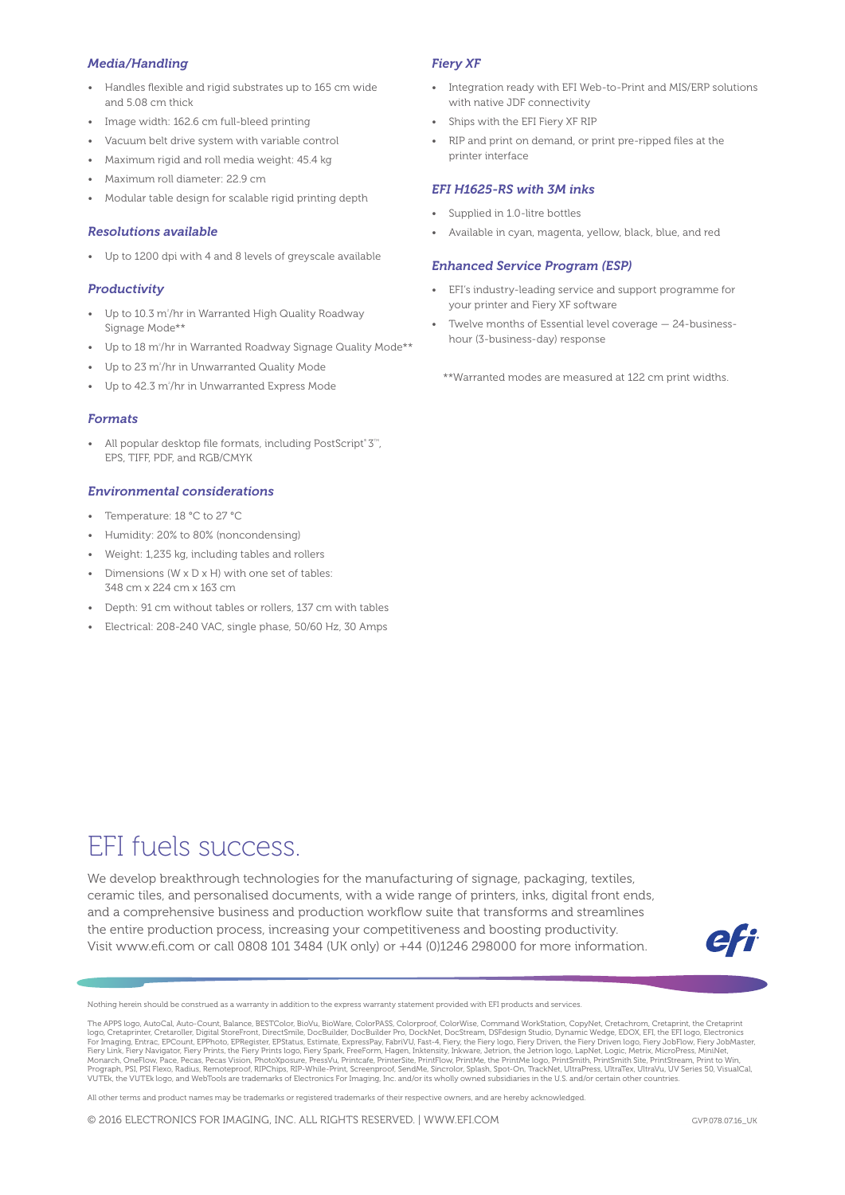### *Media/Handling*

- Handles flexible and rigid substrates up to 165 cm wide and 5.08 cm thick
- Image width: 162.6 cm full-bleed printing
- Vacuum belt drive system with variable control
- Maximum rigid and roll media weight: 45.4 kg
- Maximum roll diameter: 22.9 cm
- Modular table design for scalable rigid printing depth

### *Resolutions available*

- Up to 1200 dpi with 4 and 8 levels of greyscale available

### *Productivity*

- Up to 10.3 $m^2$/hr in Warranted High Quality Roadway Signage Mode**
- Up to 18 $m^2$/hr in Warranted Roadway Signage Quality Mode**
- Up to 23 $m^2$/hr in Unwarranted Quality Mode
- Up to 42.3 $m^2$/hr in Unwarranted Express Mode

### *Formats*

- All popular desktop file formats, including PostScript® 3™, EPS, TIFF, PDF, and RGB/CMYK

### *Environmental considerations*

- Temperature: 18 °C to 27 °C
- Humidity: 20% to 80% (noncondensing)
- Weight: 1,235 kg, including tables and rollers
- Dimensions (W x D x H) with one set of tables: 348 cm x 224 cm x 163 cm
- Depth: 91 cm without tables or rollers, 137 cm with tables
- Electrical: 208-240 VAC, single phase, 50/60 Hz, 30 Amps

### *Fiery XF*

- Integration ready with EFI Web-to-Print and MIS/ERP solutions with native JDF connectivity
- Ships with the EFI Fiery XF RIP
- RIP and print on demand, or print pre-ripped files at the printer interface

### *EFI H1625-RS with 3M inks*

- Supplied in 1.0-litre bottles
- Available in cyan, magenta, yellow, black, blue, and red

### *Enhanced Service Program (ESP)*

- EFI's industry-leading service and support programme for your printer and Fiery XF software
- Twelve months of Essential level coverage — 24-business-hour (3-business-day) response

**Warranted modes are measured at 122 cm print widths.

# EFI fuels success.

We develop breakthrough technologies for the manufacturing of signage, packaging, textiles, ceramic tiles, and personalised documents, with a wide range of printers, inks, digital front ends, and a comprehensive business and production workflow suite that transforms and streamlines the entire production process, increasing your competitiveness and boosting productivity. Visit www.efi.com or call 0808 101 3484 (UK only) or +44 (0)1246 298000 for more information.

Nothing herein should be construed as a warranty in addition to the express warranty statement provided with EFI products and services.

The APPS logo, AutoCal, Auto-Count, Balance, BESTColor, BioVu, BioWare, ColorPASS, Colorproof, ColorWise, Command WorkStation, CopyNet, Cretachrom, Cretaprint, the Cretaprint logo, Cretaprinter, Cretaroller, Digital StoreFront, DirectSmile, DocBuilder, DocBuilder Pro, DockNet, DocStream, DSFdesign Studio, Dynamic Wedge, EDOX, EFI, the EFI logo, Electronics For Imaging, Entrac, EPCount, EPPhoto, EPRegister, EPStatus, Estimate, ExpressPay, FabriVU, Fast-4, Fiery, the Fiery logo, Fiery Driven, the Fiery Driven logo, Fiery JobFlow, Fiery JobMaster, Fiery Link, Fiery Navigator, Fiery Prints, the Fiery Prints logo, Fiery Spark, FreeForm, Hagen, Inktensity, Inkware, Jetrion, the Jetrion logo, LapNet, Logic, Metrix, MicroPress, MiniNet, Monarch, OneFlow, Pace, Pecas, Pecas Vision, PhotoXposure, PressVu, Printcafe, PrinterSite, PrintFlow, PrintMe, the PrintMe logo, PrintSmith, PrintSmith Site, PrintStream, Print to Win, Prograph, PSI, PSI Flexo, Radius, Remoteproof, RIPChips, RIP-While-Print, Screenproof, SendMe, Sincrolor, Splash, Spot-On, TrackNet, UltraPress, UltraTex, UltraVu, UV Series 50, VisualCal, VUTEk, the VUTEk logo, and WebTools are trademarks of Electronics For Imaging, Inc. and/or its wholly owned subsidiaries in the U.S. and/or certain other countries.

All other terms and product names may be trademarks or registered trademarks of their respective owners, and are hereby acknowledged.

© 2016 ELECTRONICS FOR IMAGING, INC. ALL RIGHTS RESERVED. | WWW.EFI.COM

GVP.078.07.16_UK